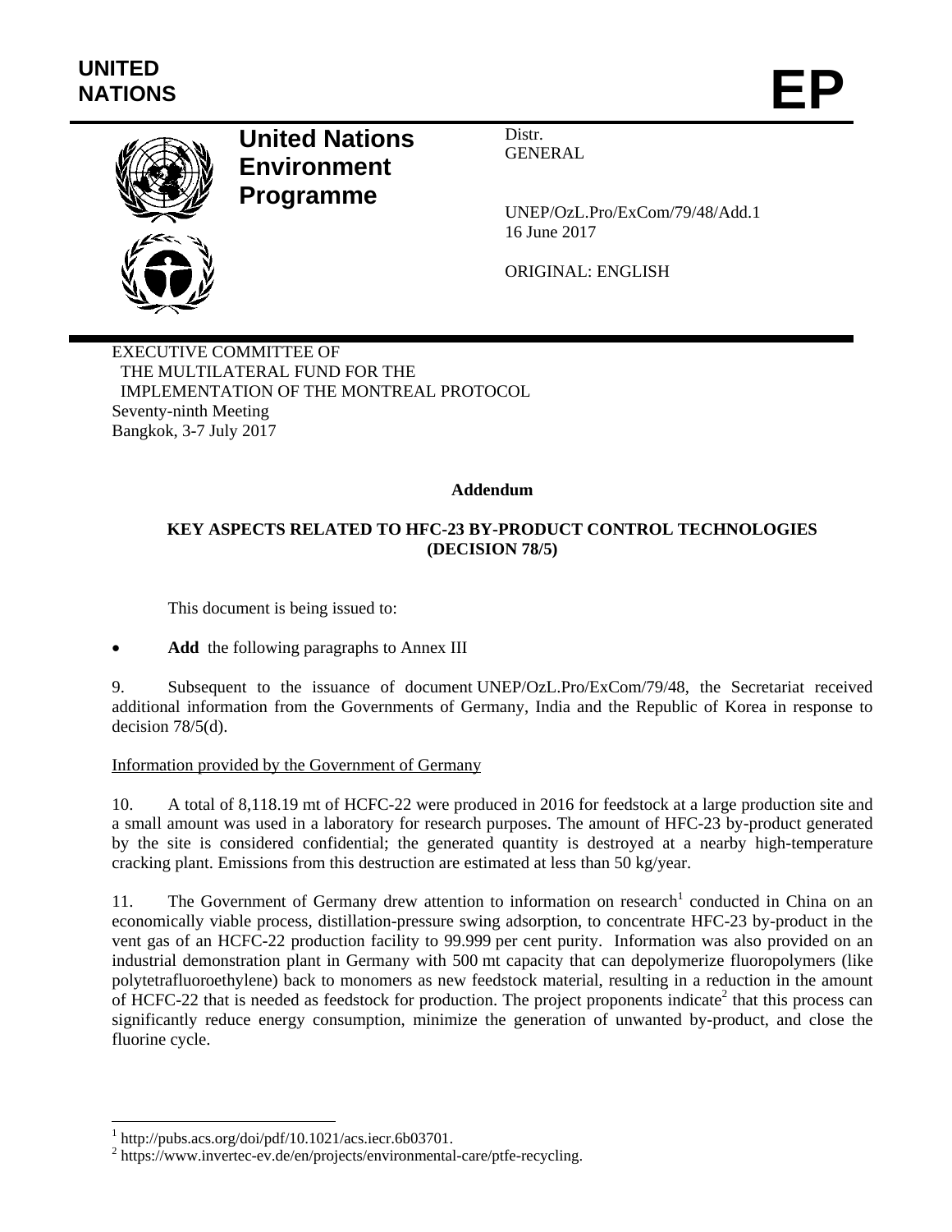**UNITED NATIONS**

# EP

**United Nations Environment Programme**

Distr.
GENERAL

UNEP/OzL.Pro/ExCom/79/48/Add.1
16 June 2017

ORIGINAL: ENGLISH

EXECUTIVE COMMITTEE OF
THE MULTILATERAL FUND FOR THE
IMPLEMENTATION OF THE MONTREAL PROTOCOL
Seventy-ninth Meeting
Bangkok, 3-7 July 2017

**Addendum**

**KEY ASPECTS RELATED TO HFC-23 BY-PRODUCT CONTROL TECHNOLOGIES (DECISION 78/5)**

This document is being issued to:

- **Add** the following paragraphs to Annex III

9. Subsequent to the issuance of document UNEP/OzL.Pro/ExCom/79/48, the Secretariat received additional information from the Governments of Germany, India and the Republic of Korea in response to decision 78/5(d).

Information provided by the Government of Germany

10. A total of 8,118.19 mt of HCFC-22 were produced in 2016 for feedstock at a large production site and a small amount was used in a laboratory for research purposes. The amount of HFC-23 by-product generated by the site is considered confidential; the generated quantity is destroyed at a nearby high-temperature cracking plant. Emissions from this destruction are estimated at less than 50 kg/year.

11. The Government of Germany drew attention to information on research[1] conducted in China on an economically viable process, distillation-pressure swing adsorption, to concentrate HFC-23 by-product in the vent gas of an HCFC-22 production facility to 99.999 per cent purity. Information was also provided on an industrial demonstration plant in Germany with 500 mt capacity that can depolymerize fluoropolymers (like polytetrafluoroethylene) back to monomers as new feedstock material, resulting in a reduction in the amount of HCFC-22 that is needed as feedstock for production. The project proponents indicate[2] that this process can significantly reduce energy consumption, minimize the generation of unwanted by-product, and close the fluorine cycle.

[1] http://pubs.acs.org/doi/pdf/10.1021/acs.iecr.6b03701.
[2] https://www.invertec-ev.de/en/projects/environmental-care/ptfe-recycling.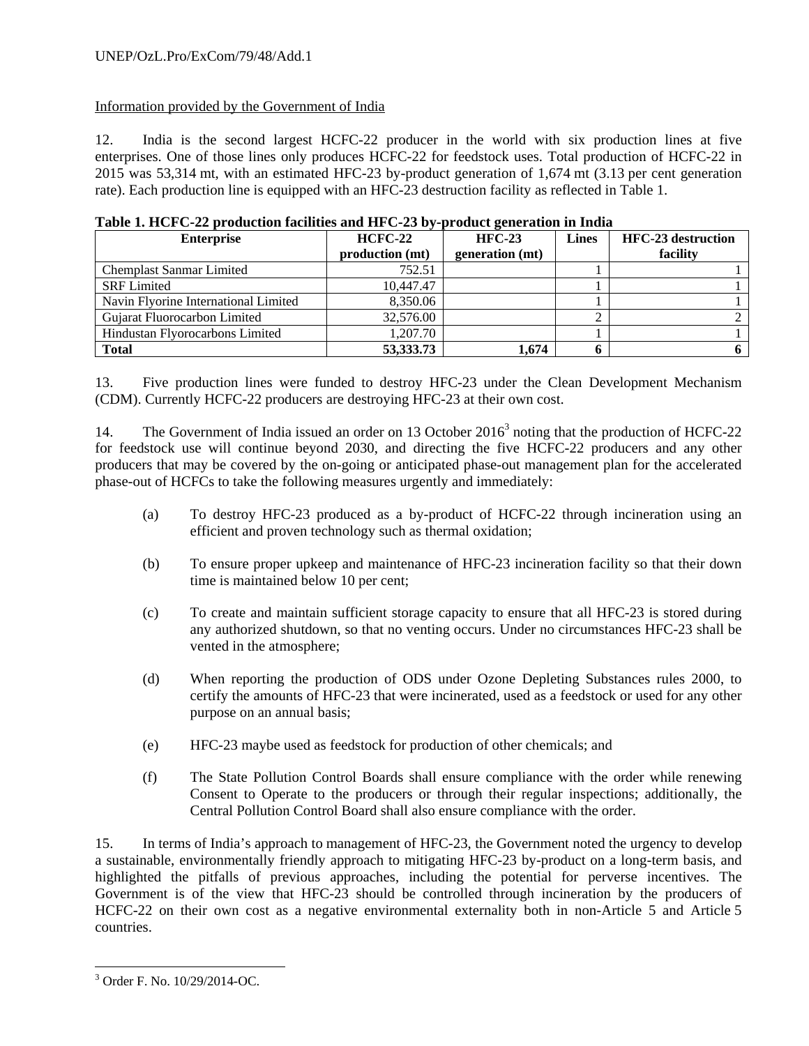Information provided by the Government of India

12. India is the second largest HCFC-22 producer in the world with six production lines at five enterprises. One of those lines only produces HCFC-22 for feedstock uses. Total production of HCFC-22 in 2015 was 53,314 mt, with an estimated HFC-23 by-product generation of 1,674 mt (3.13 per cent generation rate). Each production line is equipped with an HFC-23 destruction facility as reflected in Table 1.

**Table 1. HCFC-22 production facilities and HFC-23 by-product generation in India**

| Enterprise | HCFC-22 production (mt) | HFC-23 generation (mt) | Lines | HFC-23 destruction facility |
|---|---|---|---|---|
| Chemplast Sanmar Limited | 752.51 | | 1 | 1 |
| SRF Limited | 10,447.47 | | 1 | 1 |
| Navin Flyorine International Limited | 8,350.06 | | 1 | 1 |
| Gujarat Fluorocarbon Limited | 32,576.00 | | 2 | 2 |
| Hindustan Flyorocarbons Limited | 1,207.70 | | 1 | 1 |
| **Total** | **53,333.73** | **1,674** | **6** | **6** |

13. Five production lines were funded to destroy HFC-23 under the Clean Development Mechanism (CDM). Currently HCFC-22 producers are destroying HFC-23 at their own cost.

14. The Government of India issued an order on 13 October 2016[3] noting that the production of HCFC-22 for feedstock use will continue beyond 2030, and directing the five HCFC-22 producers and any other producers that may be covered by the on-going or anticipated phase-out management plan for the accelerated phase-out of HCFCs to take the following measures urgently and immediately:

(a) To destroy HFC-23 produced as a by-product of HCFC-22 through incineration using an efficient and proven technology such as thermal oxidation;

(b) To ensure proper upkeep and maintenance of HFC-23 incineration facility so that their down time is maintained below 10 per cent;

(c) To create and maintain sufficient storage capacity to ensure that all HFC-23 is stored during any authorized shutdown, so that no venting occurs. Under no circumstances HFC-23 shall be vented in the atmosphere;

(d) When reporting the production of ODS under Ozone Depleting Substances rules 2000, to certify the amounts of HFC-23 that were incinerated, used as a feedstock or used for any other purpose on an annual basis;

(e) HFC-23 maybe used as feedstock for production of other chemicals; and

(f) The State Pollution Control Boards shall ensure compliance with the order while renewing Consent to Operate to the producers or through their regular inspections; additionally, the Central Pollution Control Board shall also ensure compliance with the order.

15. In terms of India's approach to management of HFC-23, the Government noted the urgency to develop a sustainable, environmentally friendly approach to mitigating HFC-23 by-product on a long-term basis, and highlighted the pitfalls of previous approaches, including the potential for perverse incentives. The Government is of the view that HFC-23 should be controlled through incineration by the producers of HCFC-22 on their own cost as a negative environmental externality both in non-Article 5 and Article 5 countries.

[3] Order F. No. 10/29/2014-OC.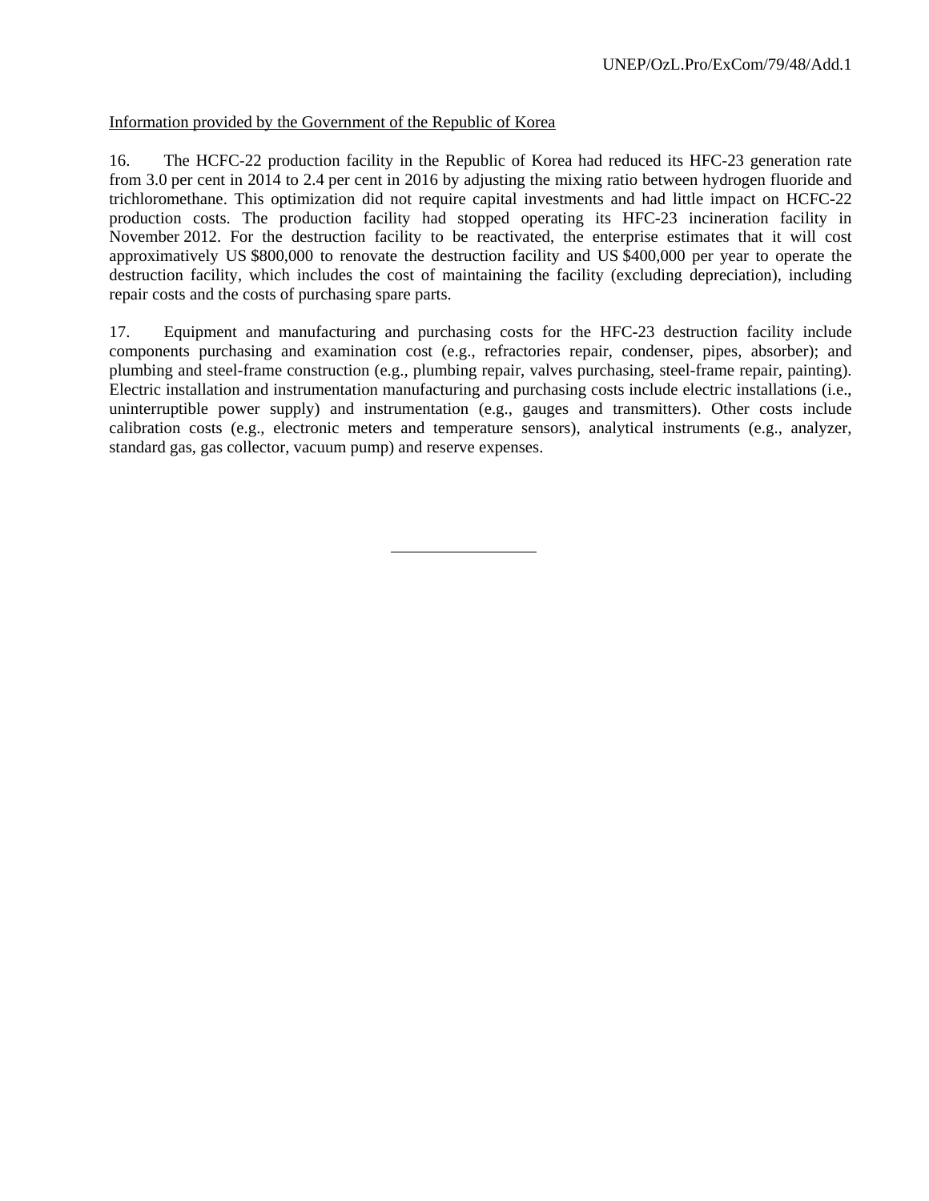Information provided by the Government of the Republic of Korea

16. The HCFC-22 production facility in the Republic of Korea had reduced its HFC-23 generation rate from 3.0 per cent in 2014 to 2.4 per cent in 2016 by adjusting the mixing ratio between hydrogen fluoride and trichloromethane. This optimization did not require capital investments and had little impact on HCFC-22 production costs. The production facility had stopped operating its HFC-23 incineration facility in November 2012. For the destruction facility to be reactivated, the enterprise estimates that it will cost approximatively US $800,000 to renovate the destruction facility and US $400,000 per year to operate the destruction facility, which includes the cost of maintaining the facility (excluding depreciation), including repair costs and the costs of purchasing spare parts.

17. Equipment and manufacturing and purchasing costs for the HFC-23 destruction facility include components purchasing and examination cost (e.g., refractories repair, condenser, pipes, absorber); and plumbing and steel-frame construction (e.g., plumbing repair, valves purchasing, steel-frame repair, painting). Electric installation and instrumentation manufacturing and purchasing costs include electric installations (i.e., uninterruptible power supply) and instrumentation (e.g., gauges and transmitters). Other costs include calibration costs (e.g., electronic meters and temperature sensors), analytical instruments (e.g., analyzer, standard gas, gas collector, vacuum pump) and reserve expenses.